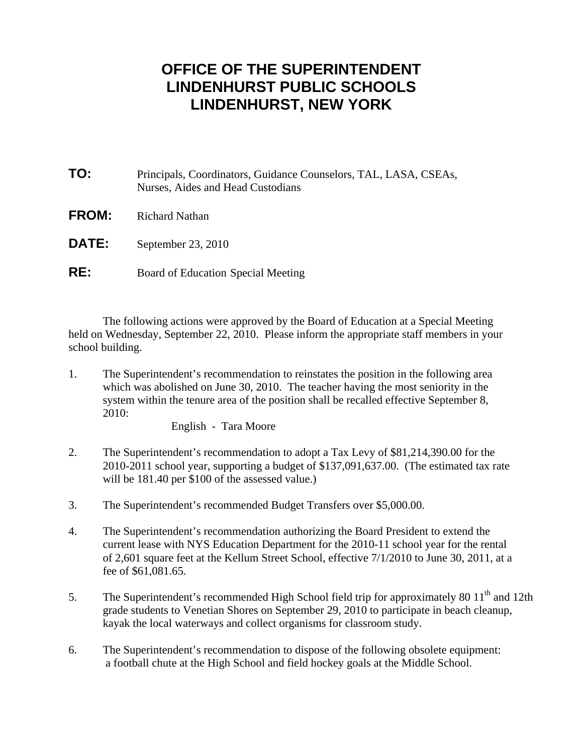# OFFICE OF THE SUPERINTENDENT
# LINDENHURST PUBLIC SCHOOLS
# LINDENHURST, NEW YORK

**TO:** Principals, Coordinators, Guidance Counselors, TAL, LASA, CSEAs, Nurses, Aides and Head Custodians

**FROM:** Richard Nathan

**DATE:** September 23, 2010

**RE:** Board of Education Special Meeting

The following actions were approved by the Board of Education at a Special Meeting held on Wednesday, September 22, 2010. Please inform the appropriate staff members in your school building.

1. The Superintendent's recommendation to reinstates the position in the following area which was abolished on June 30, 2010. The teacher having the most seniority in the system within the tenure area of the position shall be recalled effective September 8, 2010:

   English - Tara Moore

2. The Superintendent's recommendation to adopt a Tax Levy of $81,214,390.00 for the 2010-2011 school year, supporting a budget of $137,091,637.00. (The estimated tax rate will be 181.40 per $100 of the assessed value.)

3. The Superintendent's recommended Budget Transfers over $5,000.00.

4. The Superintendent's recommendation authorizing the Board President to extend the current lease with NYS Education Department for the 2010-11 school year for the rental of 2,601 square feet at the Kellum Street School, effective 7/1/2010 to June 30, 2011, at a fee of $61,081.65.

5. The Superintendent's recommended High School field trip for approximately 80 11th and 12th grade students to Venetian Shores on September 29, 2010 to participate in beach cleanup, kayak the local waterways and collect organisms for classroom study.

6. The Superintendent's recommendation to dispose of the following obsolete equipment: a football chute at the High School and field hockey goals at the Middle School.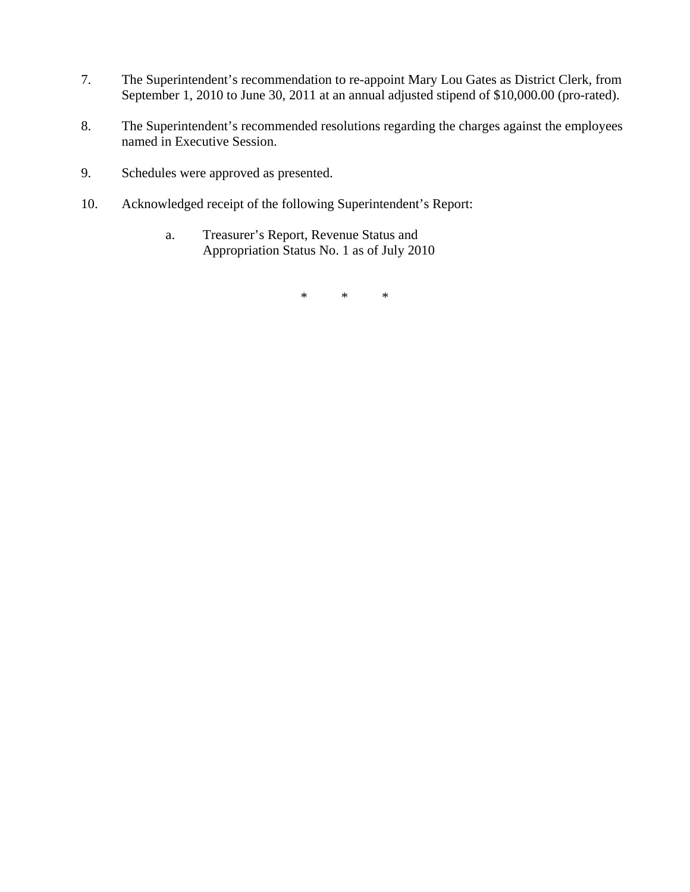7. The Superintendent's recommendation to re-appoint Mary Lou Gates as District Clerk, from September 1, 2010 to June 30, 2011 at an annual adjusted stipend of $10,000.00 (pro-rated).

8. The Superintendent's recommended resolutions regarding the charges against the employees named in Executive Session.

9. Schedules were approved as presented.

10. Acknowledged receipt of the following Superintendent's Report:

    a. Treasurer's Report, Revenue Status and Appropriation Status No. 1 as of July 2010

\* \* \*